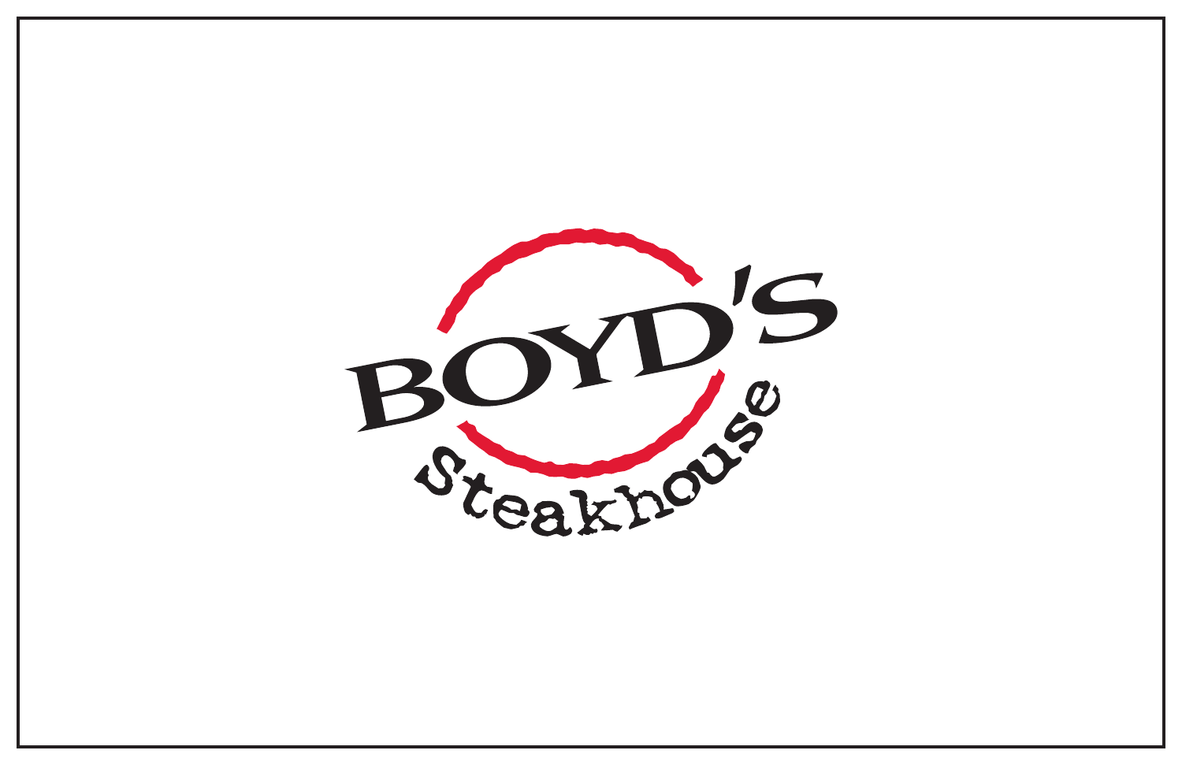# BOYD'S

Steakhouse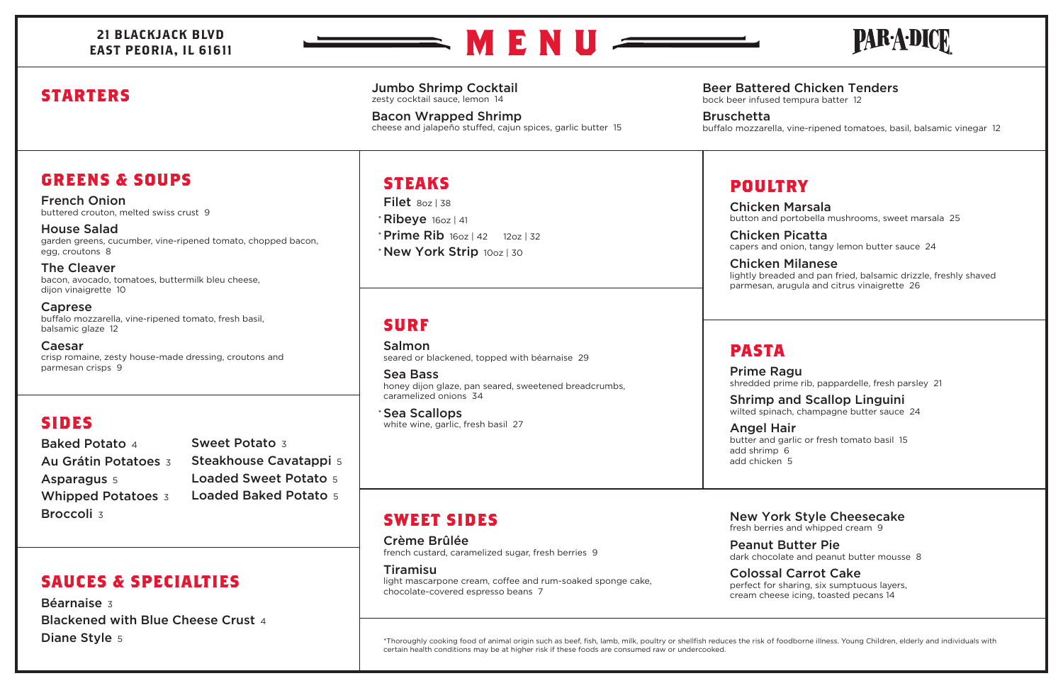21 BLACKJACK BLVD
EAST PEORIA, IL 61611

# MENU

PAR-A-DICE

## STARTERS

**Jumbo Shrimp Cocktail**
zesty cocktail sauce, lemon 14

**Bacon Wrapped Shrimp**
cheese and jalapeño stuffed, cajun spices, garlic butter 15

**Beer Battered Chicken Tenders**
bock beer infused tempura batter 12

**Bruschetta**
buffalo mozzarella, vine-ripened tomatoes, basil, balsamic vinegar 12

## GREENS & SOUPS

**French Onion**
buttered crouton, melted swiss crust 9

**House Salad**
garden greens, cucumber, vine-ripened tomato, chopped bacon, egg, croutons 8

**The Cleaver**
bacon, avocado, tomatoes, buttermilk bleu cheese, dijon vinaigrette 10

**Caprese**
buffalo mozzarella, vine-ripened tomato, fresh basil, balsamic glaze 12

**Caesar**
crisp romaine, zesty house-made dressing, croutons and parmesan crisps 9

## SIDES

- Baked Potato 4
- Au Grátin Potatoes 3
- Asparagus 5
- Whipped Potatoes 3
- Broccoli 3
- Sweet Potato 3
- Steakhouse Cavatappi 5
- Loaded Sweet Potato 5
- Loaded Baked Potato 5

## SAUCES & SPECIALTIES

- Béarnaise 3
- Blackened with Blue Cheese Crust 4
- Diane Style 5

## STEAKS

- **Filet** 8oz | 38
- ***Ribeye** 16oz | 41
- ***Prime Rib** 16oz | 42 12oz | 32
- ***New York Strip** 10oz | 30

## SURF

**Salmon**
seared or blackened, topped with béarnaise 29

**Sea Bass**
honey dijon glaze, pan seared, sweetened breadcrumbs, caramelized onions 34

***Sea Scallops**
white wine, garlic, fresh basil 27

## POULTRY

**Chicken Marsala**
button and portobella mushrooms, sweet marsala 25

**Chicken Picatta**
capers and onion, tangy lemon butter sauce 24

**Chicken Milanese**
lightly breaded and pan fried, balsamic drizzle, freshly shaved parmesan, arugula and citrus vinaigrette 26

## PASTA

**Prime Ragu**
shredded prime rib, pappardelle, fresh parsley 21

**Shrimp and Scallop Linguini**
wilted spinach, champagne butter sauce 24

**Angel Hair**
butter and garlic or fresh tomato basil 15
add shrimp 6
add chicken 5

## SWEET SIDES

**Crème Brûlée**
french custard, caramelized sugar, fresh berries 9

**Tiramisu**
light mascarpone cream, coffee and rum-soaked sponge cake, chocolate-covered espresso beans 7

**New York Style Cheesecake**
fresh berries and whipped cream 9

**Peanut Butter Pie**
dark chocolate and peanut butter mousse 8

**Colossal Carrot Cake**
perfect for sharing, six sumptuous layers, cream cheese icing, toasted pecans 14

*Thoroughly cooking food of animal origin such as beef, fish, lamb, milk, poultry or shellfish reduces the risk of foodborne illness. Young Children, elderly and individuals with certain health conditions may be at higher risk if these foods are consumed raw or undercooked.